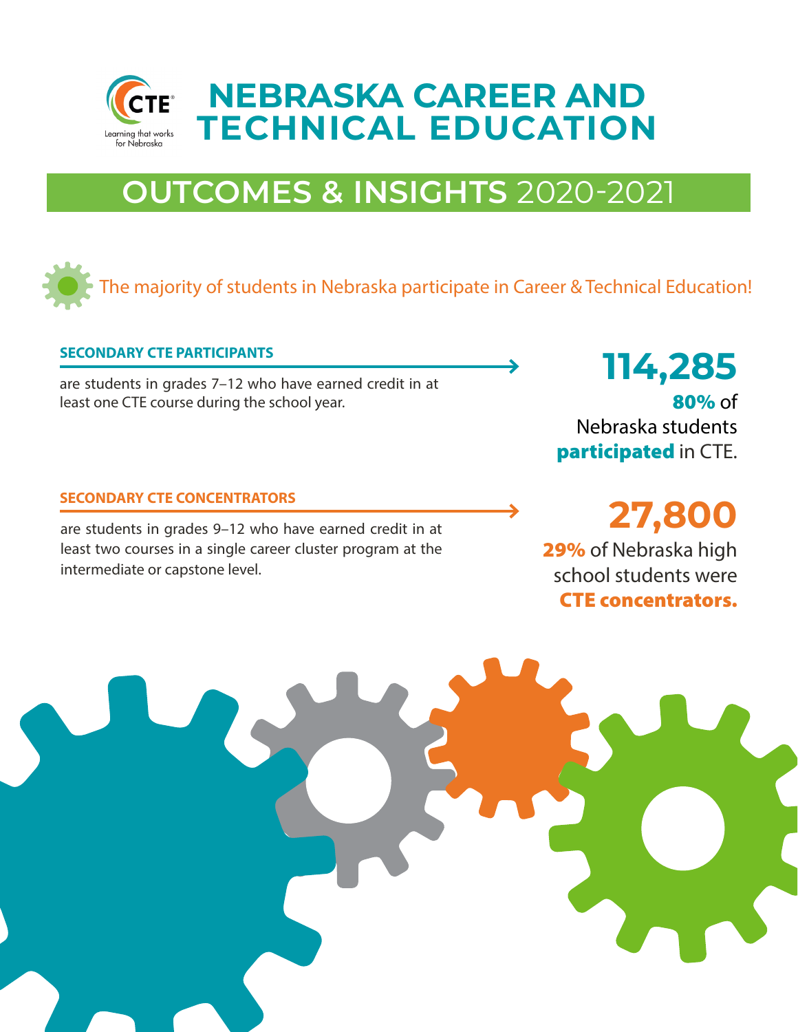CTE® Learning that works for Nebraska

# NEBRASKA CAREER AND TECHNICAL EDUCATION

## OUTCOMES & INSIGHTS 2020-2021

The majority of students in Nebraska participate in Career & Technical Education!

**SECONDARY CTE PARTICIPANTS**

are students in grades 7–12 who have earned credit in at least one CTE course during the school year.

**114,285**

**80%** of Nebraska students **participated** in CTE.

**SECONDARY CTE CONCENTRATORS**

are students in grades 9–12 who have earned credit in at least two courses in a single career cluster program at the intermediate or capstone level.

**27,800**

**29%** of Nebraska high school students were **CTE concentrators.**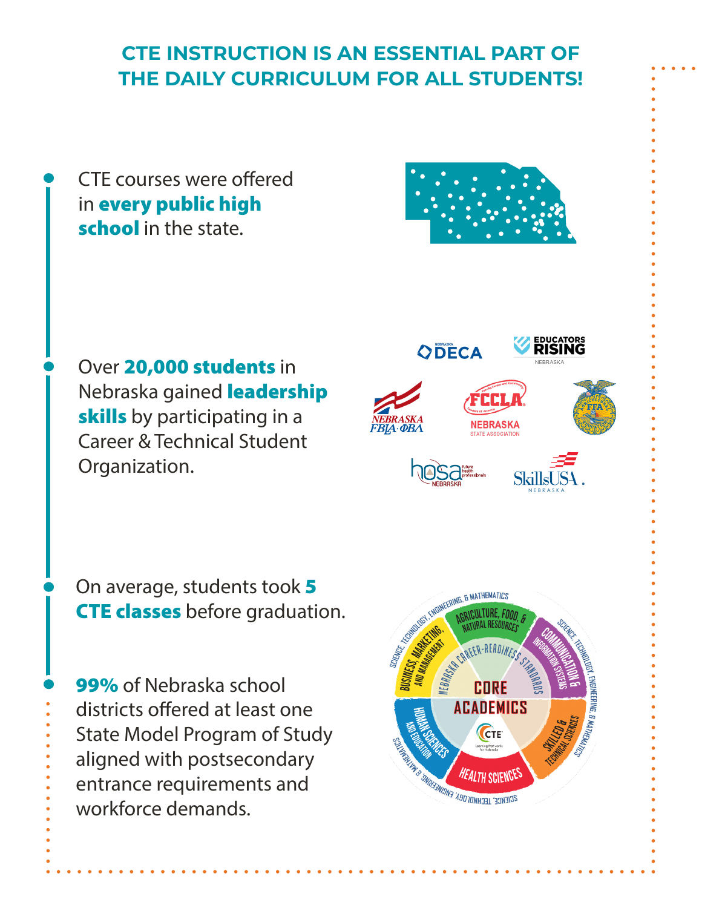## CTE INSTRUCTION IS AN ESSENTIAL PART OF THE DAILY CURRICULUM FOR ALL STUDENTS!

- CTE courses were offered in **every public high school** in the state.

- Over **20,000 students** in Nebraska gained **leadership skills** by participating in a Career & Technical Student Organization.

- On average, students took **5 CTE classes** before graduation.

- **99%** of Nebraska school districts offered at least one State Model Program of Study aligned with postsecondary entrance requirements and workforce demands.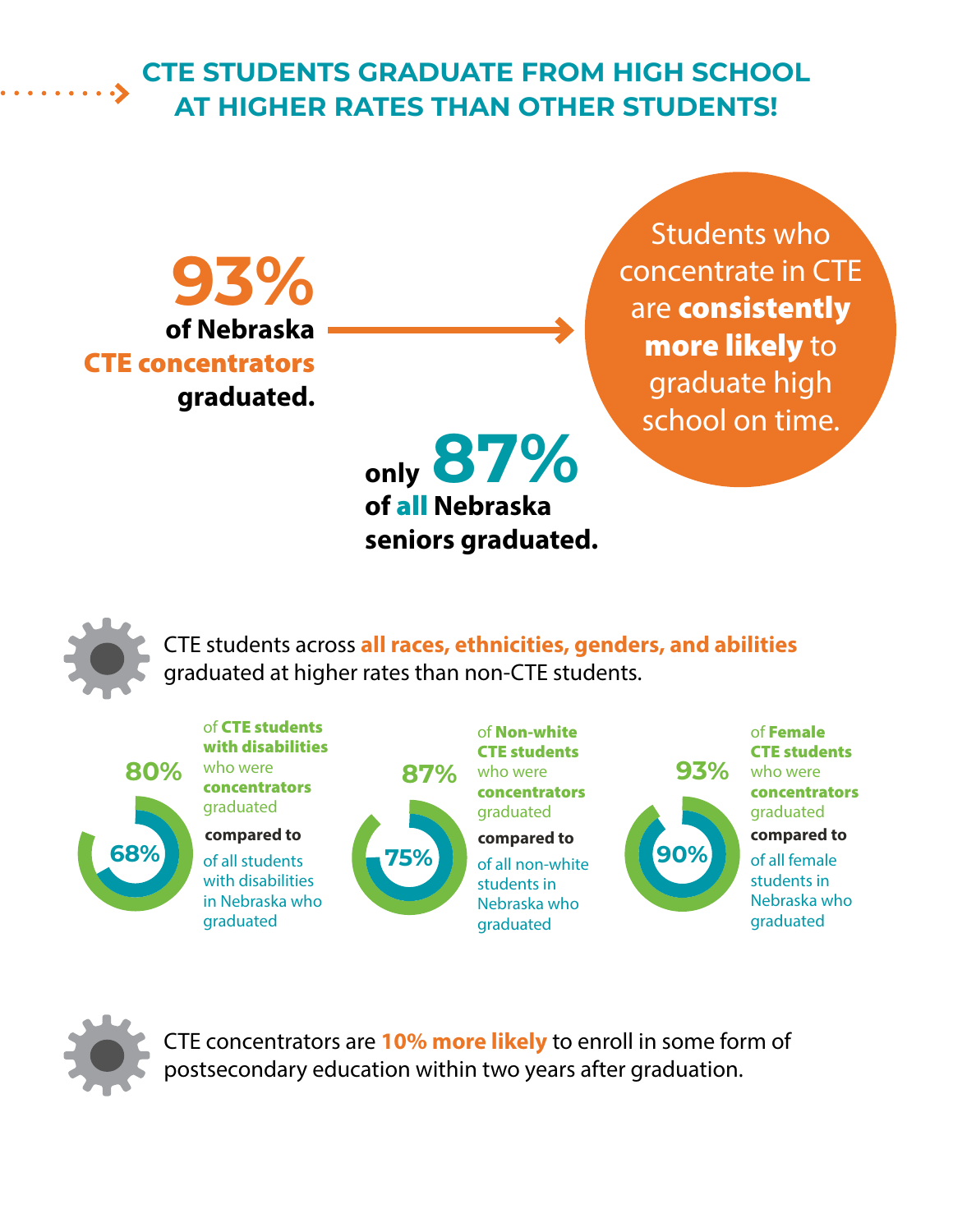# CTE STUDENTS GRADUATE FROM HIGH SCHOOL AT HIGHER RATES THAN OTHER STUDENTS!

**93%** of Nebraska **CTE concentrators** graduated.

only **87%** of **all** Nebraska seniors graduated.

Students who concentrate in CTE are **consistently more likely** to graduate high school on time.

CTE students across **all races, ethnicities, genders, and abilities** graduated at higher rates than non-CTE students.

**80%** of **CTE students with disabilities** who were **concentrators** graduated **compared to** **68%** of all students with disabilities in Nebraska who graduated

**87%** of **Non-white CTE students** who were **concentrators** graduated **compared to** **75%** of all non-white students in Nebraska who graduated

**93%** of **Female CTE students** who were **concentrators** graduated **compared to** **90%** of all female students in Nebraska who graduated

CTE concentrators are **10% more likely** to enroll in some form of postsecondary education within two years after graduation.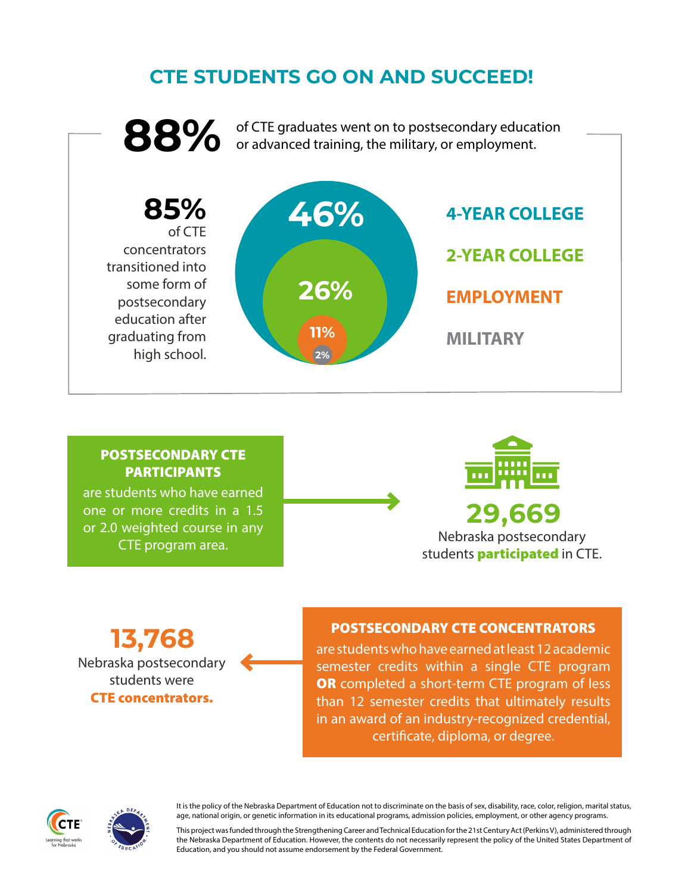# CTE STUDENTS GO ON AND SUCCEED!

**88%** of CTE graduates went on to postsecondary education or advanced training, the military, or employment.

**85%** of CTE concentrators transitioned into some form of postsecondary education after graduating from high school.

46%
26%
11%
2%

4-YEAR COLLEGE
2-YEAR COLLEGE
EMPLOYMENT
MILITARY

**POSTSECONDARY CTE PARTICIPANTS** are students who have earned one or more credits in a 1.5 or 2.0 weighted course in any CTE program area.

**29,669** Nebraska postsecondary students **participated** in CTE.

**13,768** Nebraska postsecondary students were **CTE concentrators.**

**POSTSECONDARY CTE CONCENTRATORS** are students who have earned at least 12 academic semester credits within a single CTE program **OR** completed a short-term CTE program of less than 12 semester credits that ultimately results in an award of an industry-recognized credential, certificate, diploma, or degree.

CTE Learning that works for Nebraska

Nebraska Department of Education

It is the policy of the Nebraska Department of Education not to discriminate on the basis of sex, disability, race, color, religion, marital status, age, national origin, or genetic information in its educational programs, admission policies, employment, or other agency programs.

This project was funded through the Strengthening Career and Technical Education for the 21st Century Act (Perkins V), administered through the Nebraska Department of Education. However, the contents do not necessarily represent the policy of the United States Department of Education, and you should not assume endorsement by the Federal Government.